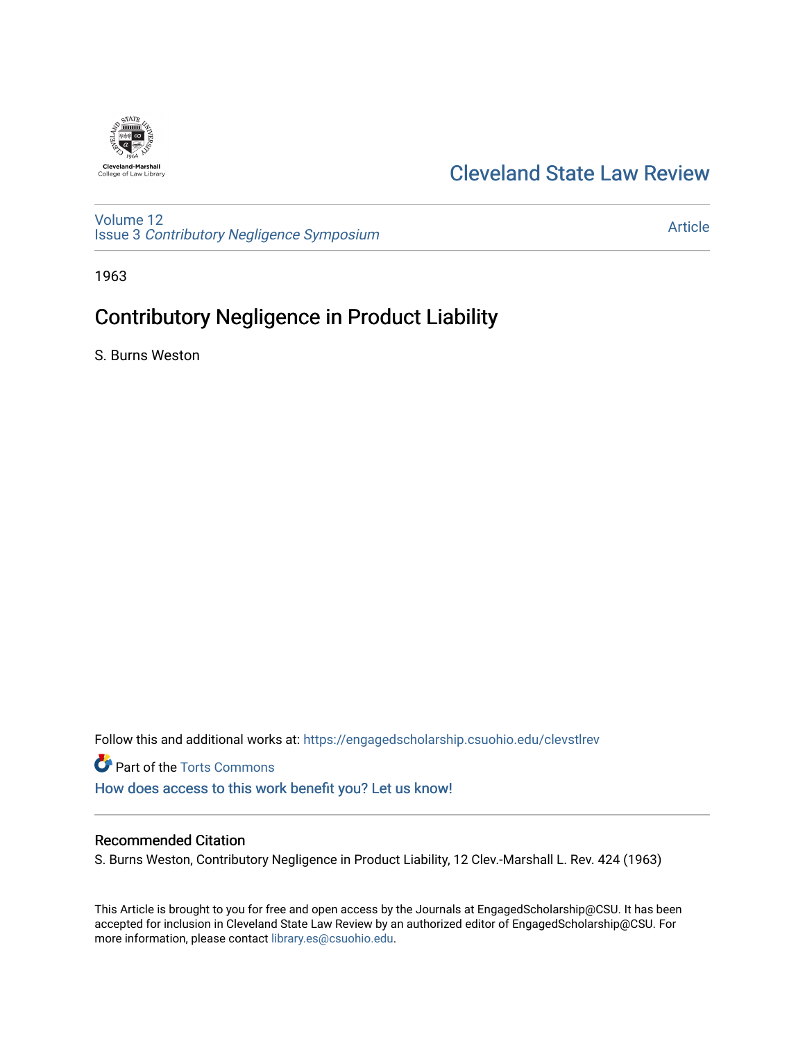Cleveland-Marshall College of Law Library

# Cleveland State Law Review

Volume 12
Issue 3 *Contributory Negligence Symposium*

Article

1963

## Contributory Negligence in Product Liability

S. Burns Weston

Follow this and additional works at: https://engagedscholarship.csuohio.edu/clevstlrev

Part of the Torts Commons

How does access to this work benefit you? Let us know!

### Recommended Citation

S. Burns Weston, Contributory Negligence in Product Liability, 12 Clev.-Marshall L. Rev. 424 (1963)

This Article is brought to you for free and open access by the Journals at EngagedScholarship@CSU. It has been accepted for inclusion in Cleveland State Law Review by an authorized editor of EngagedScholarship@CSU. For more information, please contact library.es@csuohio.edu.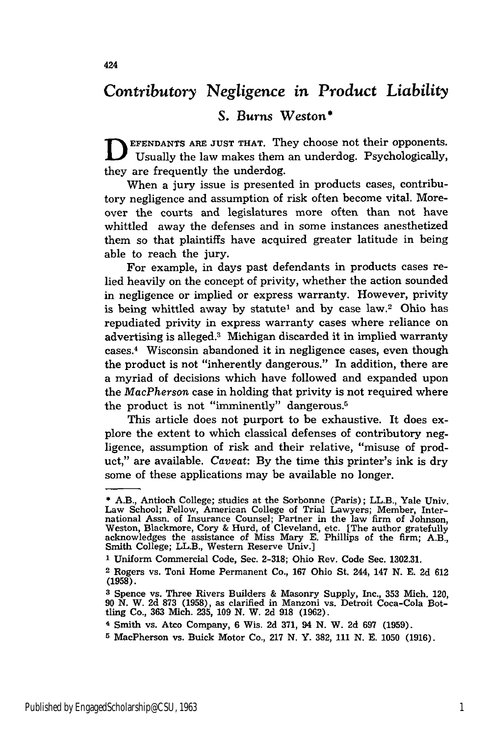# *Contributory Negligence in Product Liability*

## *S. Burns Weston**

DEFENDANTS ARE JUST THAT. They choose not their opponents. Usually the law makes them an underdog. Psychologically, they are frequently the underdog.

When a jury issue is presented in products cases, contributory negligence and assumption of risk often become vital. Moreover the courts and legislatures more often than not have whittled away the defenses and in some instances anesthetized them so that plaintiffs have acquired greater latitude in being able to reach the jury.

For example, in days past defendants in products cases relied heavily on the concept of privity, whether the action sounded in negligence or implied or express warranty. However, privity is being whittled away by statute[1] and by case law.[2] Ohio has repudiated privity in express warranty cases where reliance on advertising is alleged.[3] Michigan discarded it in implied warranty cases.[4] Wisconsin abandoned it in negligence cases, even though the product is not "inherently dangerous." In addition, there are a myriad of decisions which have followed and expanded upon the *MacPherson* case in holding that privity is not required where the product is not "imminently" dangerous.[5]

This article does not purport to be exhaustive. It does explore the extent to which classical defenses of contributory negligence, assumption of risk and their relative, "misuse of product," are available. *Caveat*: By the time this printer's ink is dry some of these applications may be available no longer.

---

* A.B., Antioch College; studies at the Sorbonne (Paris); LL.B., Yale Univ. Law School; Fellow, American College of Trial Lawyers; Member, International Assn. of Insurance Counsel; Partner in the law firm of Johnson, Weston, Blackmore, Cory & Hurd, of Cleveland, etc. [The author gratefully acknowledges the assistance of Miss Mary E. Phillips of the firm; A.B., Smith College; LL.B., Western Reserve Univ.]

[1] Uniform Commercial Code, Sec. 2-318; Ohio Rev. Code Sec. 1302.31.

[2] Rogers vs. Toni Home Permanent Co., 167 Ohio St. 244, 147 N. E. 2d 612 (1958).

[3] Spence vs. Three Rivers Builders & Masonry Supply, Inc., 353 Mich. 120, 90 N. W. 2d 873 (1958), as clarified in Manzoni vs. Detroit Coca-Cola Bottling Co., 363 Mich. 235, 109 N. W. 2d 918 (1962).

[4] Smith vs. Atco Company, 6 Wis. 2d 371, 94 N. W. 2d 697 (1959).

[5] MacPherson vs. Buick Motor Co., 217 N. Y. 382, 111 N. E. 1050 (1916).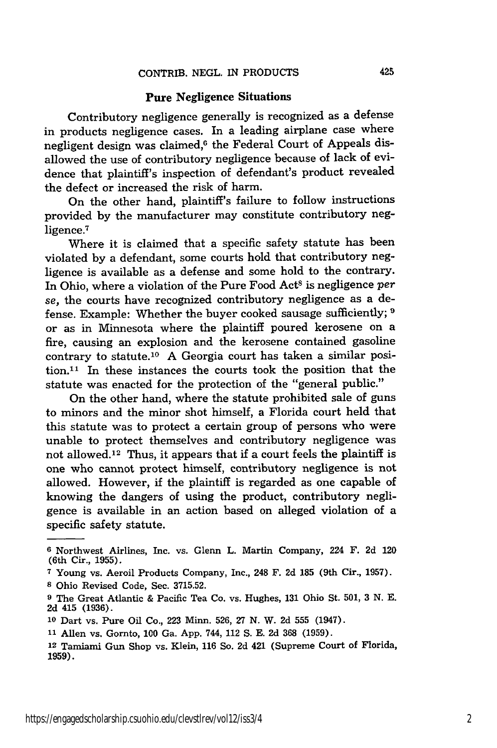## Pure Negligence Situations

Contributory negligence generally is recognized as a defense in products negligence cases. In a leading airplane case where negligent design was claimed,[6] the Federal Court of Appeals disallowed the use of contributory negligence because of lack of evidence that plaintiff's inspection of defendant's product revealed the defect or increased the risk of harm.

On the other hand, plaintiff's failure to follow instructions provided by the manufacturer may constitute contributory negligence.[7]

Where it is claimed that a specific safety statute has been violated by a defendant, some courts hold that contributory negligence is available as a defense and some hold to the contrary. In Ohio, where a violation of the Pure Food Act[8] is negligence *per se*, the courts have recognized contributory negligence as a defense. Example: Whether the buyer cooked sausage sufficiently; [9] or as in Minnesota where the plaintiff poured kerosene on a fire, causing an explosion and the kerosene contained gasoline contrary to statute.[10] A Georgia court has taken a similar position.[11] In these instances the courts took the position that the statute was enacted for the protection of the "general public."

On the other hand, where the statute prohibited sale of guns to minors and the minor shot himself, a Florida court held that this statute was to protect a certain group of persons who were unable to protect themselves and contributory negligence was not allowed.[12] Thus, it appears that if a court feels the plaintiff is one who cannot protect himself, contributory negligence is not allowed. However, if the plaintiff is regarded as one capable of knowing the dangers of using the product, contributory negligence is available in an action based on alleged violation of a specific safety statute.

---

[6] Northwest Airlines, Inc. vs. Glenn L. Martin Company, 224 F. 2d 120 (6th Cir., 1955).

[7] Young vs. Aeroil Products Company, Inc., 248 F. 2d 185 (9th Cir., 1957).

[8] Ohio Revised Code, Sec. 3715.52.

[9] The Great Atlantic & Pacific Tea Co. vs. Hughes, 131 Ohio St. 501, 3 N. E. 2d 415 (1936).

[10] Dart vs. Pure Oil Co., 223 Minn. 526, 27 N. W. 2d 555 (1947).

[11] Allen vs. Gornto, 100 Ga. App. 744, 112 S. E. 2d 368 (1959).

[12] Tamiami Gun Shop vs. Klein, 116 So. 2d 421 (Supreme Court of Florida, 1959).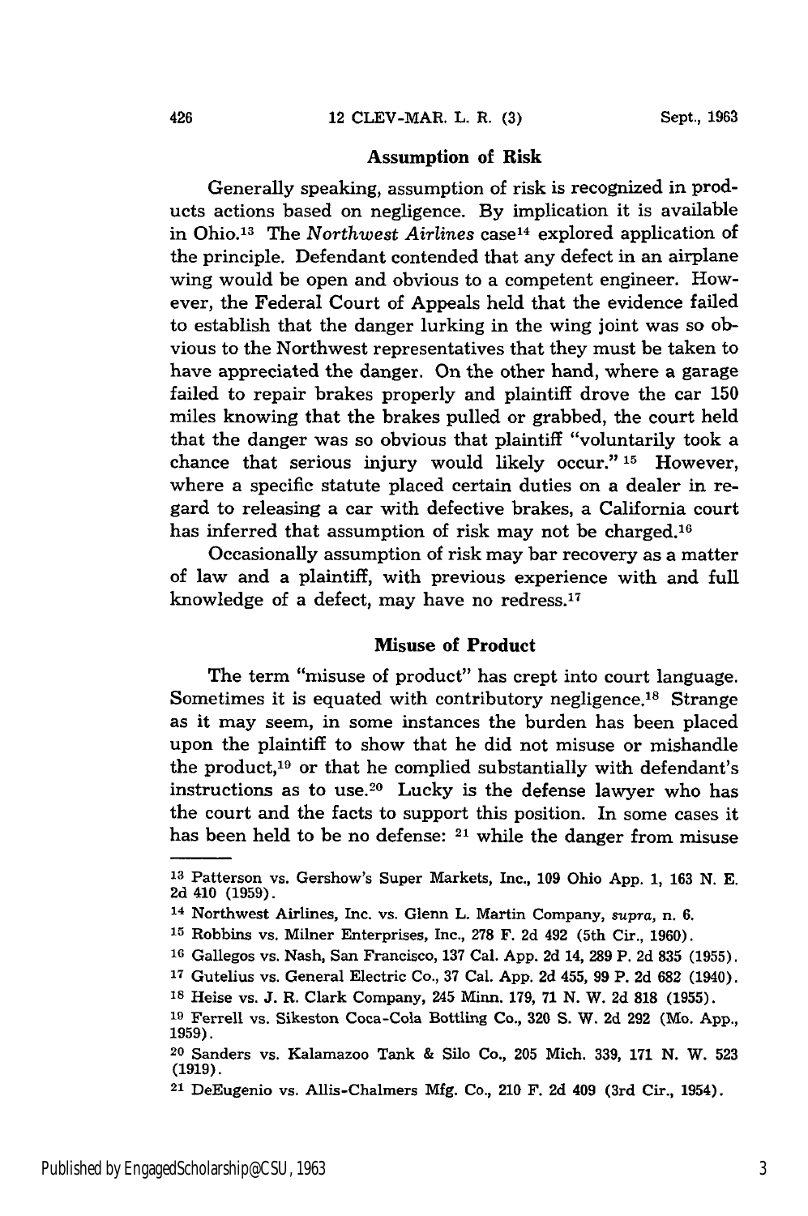## Assumption of Risk

Generally speaking, assumption of risk is recognized in products actions based on negligence. By implication it is available in Ohio.[13] The *Northwest Airlines* case[14] explored application of the principle. Defendant contended that any defect in an airplane wing would be open and obvious to a competent engineer. However, the Federal Court of Appeals held that the evidence failed to establish that the danger lurking in the wing joint was so obvious to the Northwest representatives that they must be taken to have appreciated the danger. On the other hand, where a garage failed to repair brakes properly and plaintiff drove the car 150 miles knowing that the brakes pulled or grabbed, the court held that the danger was so obvious that plaintiff "voluntarily took a chance that serious injury would likely occur."[15] However, where a specific statute placed certain duties on a dealer in regard to releasing a car with defective brakes, a California court has inferred that assumption of risk may not be charged.[16]

Occasionally assumption of risk may bar recovery as a matter of law and a plaintiff, with previous experience with and full knowledge of a defect, may have no redress.[17]

## Misuse of Product

The term "misuse of product" has crept into court language. Sometimes it is equated with contributory negligence.[18] Strange as it may seem, in some instances the burden has been placed upon the plaintiff to show that he did not misuse or mishandle the product,[19] or that he complied substantially with defendant's instructions as to use.[20] Lucky is the defense lawyer who has the court and the facts to support this position. In some cases it has been held to be no defense: [21] while the danger from misuse

---

[13] Patterson vs. Gershow's Super Markets, Inc., 109 Ohio App. 1, 163 N. E. 2d 410 (1959).

[14] Northwest Airlines, Inc. vs. Glenn L. Martin Company, *supra*, n. 6.

[15] Robbins vs. Milner Enterprises, Inc., 278 F. 2d 492 (5th Cir., 1960).

[16] Gallegos vs. Nash, San Francisco, 137 Cal. App. 2d 14, 289 P. 2d 835 (1955).

[17] Gutelius vs. General Electric Co., 37 Cal. App. 2d 455, 99 P. 2d 682 (1940).

[18] Heise vs. J. R. Clark Company, 245 Minn. 179, 71 N. W. 2d 818 (1955).

[19] Ferrell vs. Sikeston Coca-Cola Bottling Co., 320 S. W. 2d 292 (Mo. App., 1959).

[20] Sanders vs. Kalamazoo Tank & Silo Co., 205 Mich. 339, 171 N. W. 523 (1919).

[21] DeEugenio vs. Allis-Chalmers Mfg. Co., 210 F. 2d 409 (3rd Cir., 1954).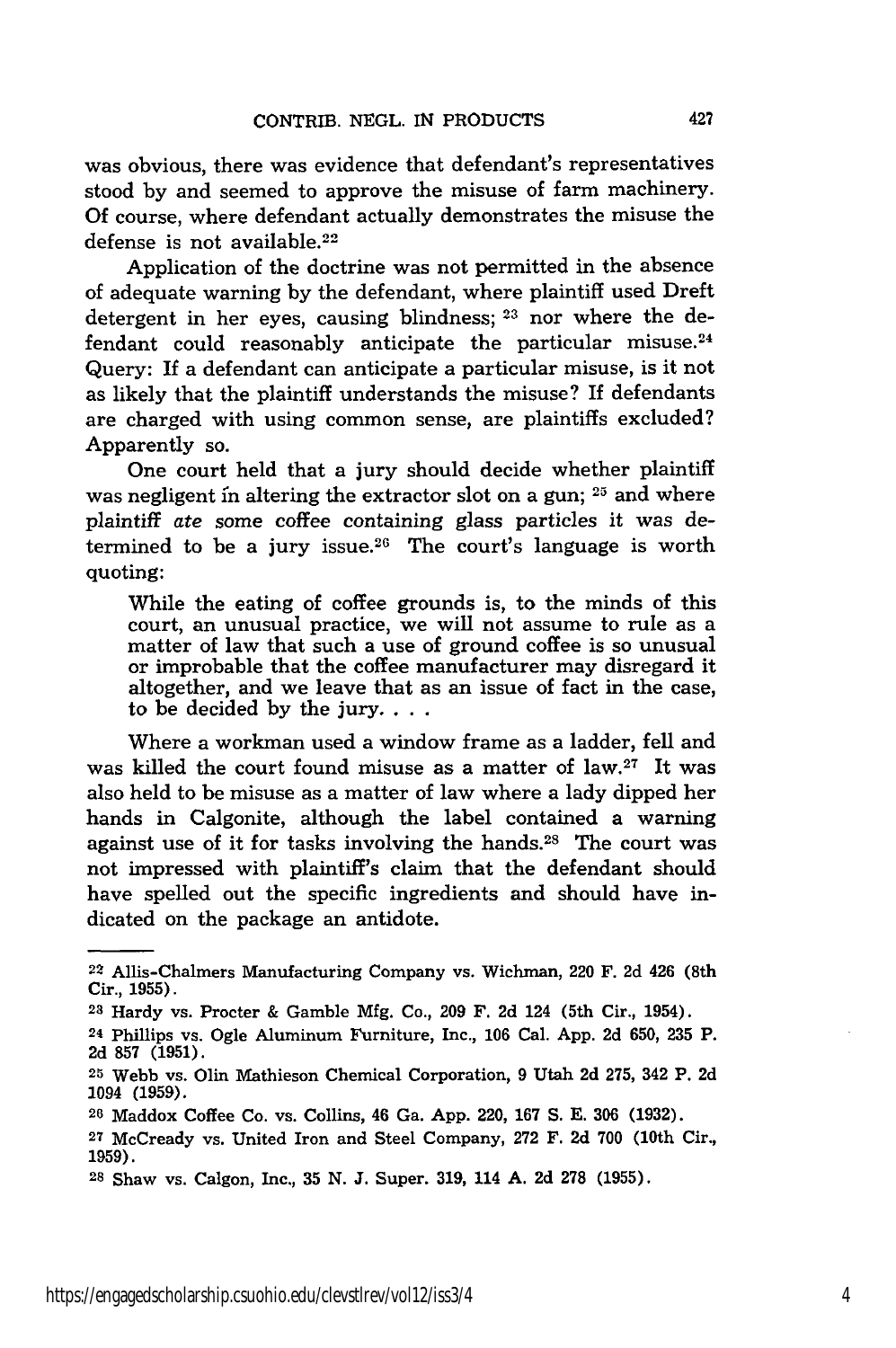was obvious, there was evidence that defendant's representatives stood by and seemed to approve the misuse of farm machinery. Of course, where defendant actually demonstrates the misuse the defense is not available.[22]

Application of the doctrine was not permitted in the absence of adequate warning by the defendant, where plaintiff used Dreft detergent in her eyes, causing blindness; [23] nor where the defendant could reasonably anticipate the particular misuse.[24] Query: If a defendant can anticipate a particular misuse, is it not as likely that the plaintiff understands the misuse? If defendants are charged with using common sense, are plaintiffs excluded? Apparently so.

One court held that a jury should decide whether plaintiff was negligent in altering the extractor slot on a gun; [25] and where plaintiff *ate* some coffee containing glass particles it was determined to be a jury issue.[26] The court's language is worth quoting:

> While the eating of coffee grounds is, to the minds of this court, an unusual practice, we will not assume to rule as a matter of law that such a use of ground coffee is so unusual or improbable that the coffee manufacturer may disregard it altogether, and we leave that as an issue of fact in the case, to be decided by the jury. . . .

Where a workman used a window frame as a ladder, fell and was killed the court found misuse as a matter of law.[27] It was also held to be misuse as a matter of law where a lady dipped her hands in Calgonite, although the label contained a warning against use of it for tasks involving the hands.[28] The court was not impressed with plaintiff's claim that the defendant should have spelled out the specific ingredients and should have indicated on the package an antidote.

---

[22] Allis-Chalmers Manufacturing Company vs. Wichman, 220 F. 2d 426 (8th Cir., 1955).

[23] Hardy vs. Procter & Gamble Mfg. Co., 209 F. 2d 124 (5th Cir., 1954).

[24] Phillips vs. Ogle Aluminum Furniture, Inc., 106 Cal. App. 2d 650, 235 P. 2d 857 (1951).

[25] Webb vs. Olin Mathieson Chemical Corporation, 9 Utah 2d 275, 342 P. 2d 1094 (1959).

[26] Maddox Coffee Co. vs. Collins, 46 Ga. App. 220, 167 S. E. 306 (1932).

[27] McCready vs. United Iron and Steel Company, 272 F. 2d 700 (10th Cir., 1959).

[28] Shaw vs. Calgon, Inc., 35 N. J. Super. 319, 114 A. 2d 278 (1955).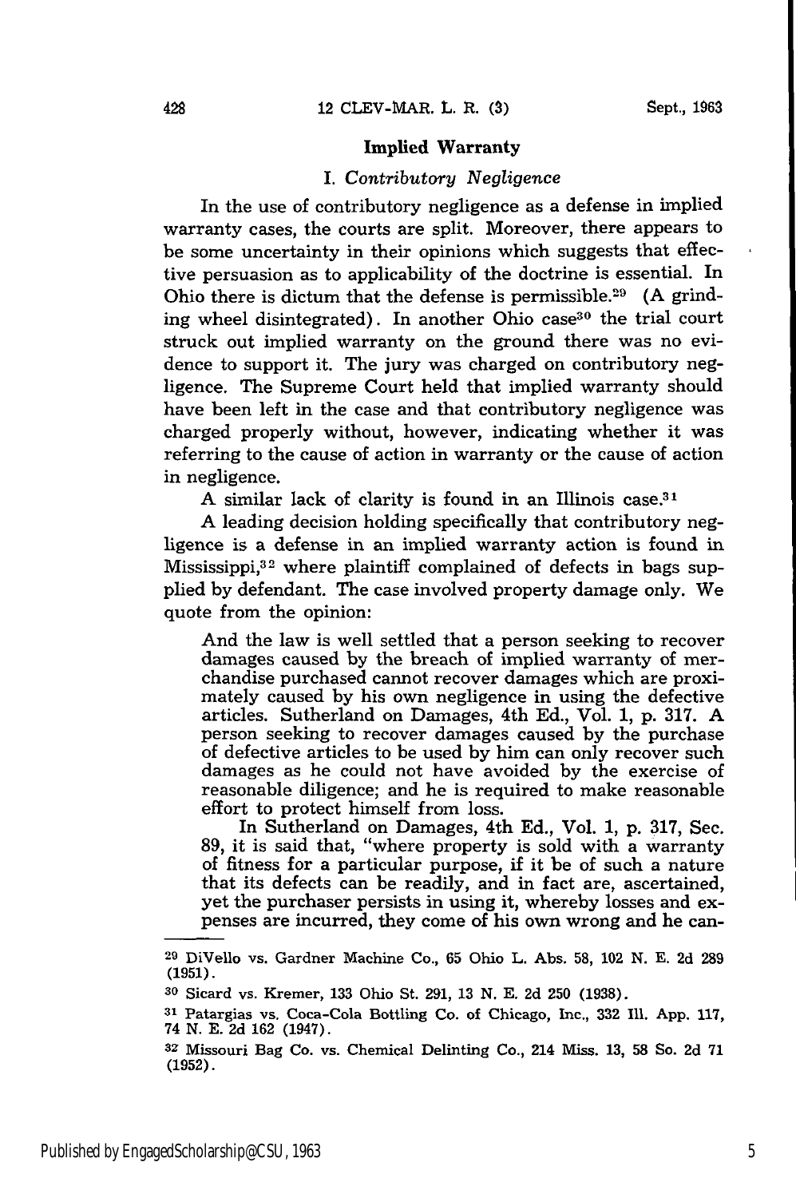### Implied Warranty

#### I. *Contributory Negligence*

In the use of contributory negligence as a defense in implied warranty cases, the courts are split. Moreover, there appears to be some uncertainty in their opinions which suggests that effective persuasion as to applicability of the doctrine is essential. In Ohio there is dictum that the defense is permissible.[29] (A grinding wheel disintegrated). In another Ohio case[30] the trial court struck out implied warranty on the ground there was no evidence to support it. The jury was charged on contributory negligence. The Supreme Court held that implied warranty should have been left in the case and that contributory negligence was charged properly without, however, indicating whether it was referring to the cause of action in warranty or the cause of action in negligence.

A similar lack of clarity is found in an Illinois case.[31]

A leading decision holding specifically that contributory negligence is a defense in an implied warranty action is found in Mississippi,[32] where plaintiff complained of defects in bags supplied by defendant. The case involved property damage only. We quote from the opinion:

> And the law is well settled that a person seeking to recover damages caused by the breach of implied warranty of merchandise purchased cannot recover damages which are proximately caused by his own negligence in using the defective articles. Sutherland on Damages, 4th Ed., Vol. 1, p. 317. A person seeking to recover damages caused by the purchase of defective articles to be used by him can only recover such damages as he could not have avoided by the exercise of reasonable diligence; and he is required to make reasonable effort to protect himself from loss.
>
> In Sutherland on Damages, 4th Ed., Vol. 1, p. 317, Sec. 89, it is said that, "where property is sold with a warranty of fitness for a particular purpose, if it be of such a nature that its defects can be readily, and in fact are, ascertained, yet the purchaser persists in using it, whereby losses and expenses are incurred, they come of his own wrong and he can-

---

[29] DiVello vs. Gardner Machine Co., 65 Ohio L. Abs. 58, 102 N. E. 2d 289 (1951).

[30] Sicard vs. Kremer, 133 Ohio St. 291, 13 N. E. 2d 250 (1938).

[31] Patargias vs. Coca-Cola Bottling Co. of Chicago, Inc., 332 Ill. App. 117, 74 N. E. 2d 162 (1947).

[32] Missouri Bag Co. vs. Chemical Delinting Co., 214 Miss. 13, 58 So. 2d 71 (1952).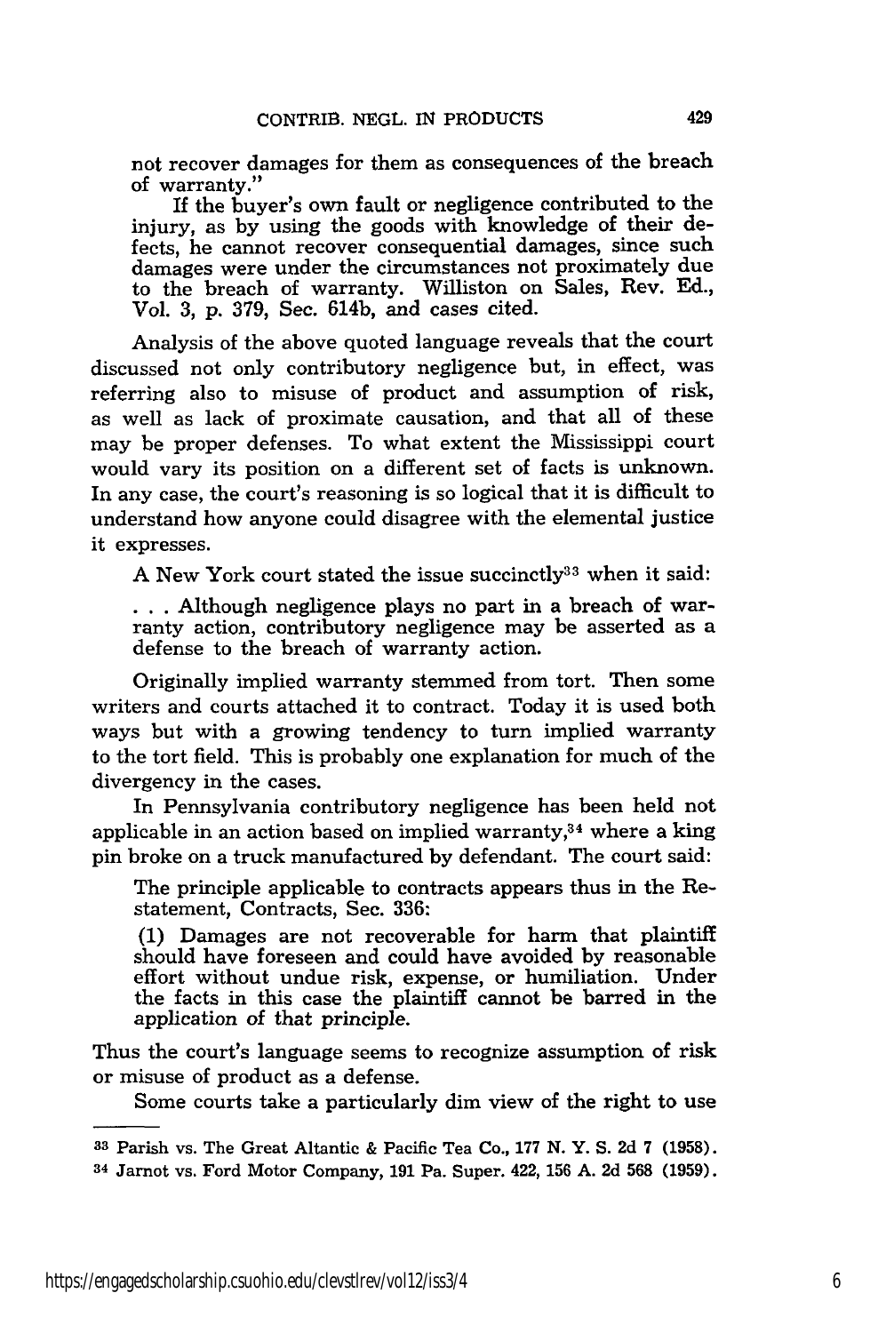not recover damages for them as consequences of the breach of warranty."

> If the buyer's own fault or negligence contributed to the injury, as by using the goods with knowledge of their defects, he cannot recover consequential damages, since such damages were under the circumstances not proximately due to the breach of warranty. Williston on Sales, Rev. Ed., Vol. 3, p. 379, Sec. 614b, and cases cited.

Analysis of the above quoted language reveals that the court discussed not only contributory negligence but, in effect, was referring also to misuse of product and assumption of risk, as well as lack of proximate causation, and that all of these may be proper defenses. To what extent the Mississippi court would vary its position on a different set of facts is unknown. In any case, the court's reasoning is so logical that it is difficult to understand how anyone could disagree with the elemental justice it expresses.

A New York court stated the issue succinctly[33] when it said:

> . . . Although negligence plays no part in a breach of warranty action, contributory negligence may be asserted as a defense to the breach of warranty action.

Originally implied warranty stemmed from tort. Then some writers and courts attached it to contract. Today it is used both ways but with a growing tendency to turn implied warranty to the tort field. This is probably one explanation for much of the divergency in the cases.

In Pennsylvania contributory negligence has been held not applicable in an action based on implied warranty,[34] where a king pin broke on a truck manufactured by defendant. The court said:

> The principle applicable to contracts appears thus in the Restatement, Contracts, Sec. 336:
>
> (1) Damages are not recoverable for harm that plaintiff should have foreseen and could have avoided by reasonable effort without undue risk, expense, or humiliation. Under the facts in this case the plaintiff cannot be barred in the application of that principle.

Thus the court's language seems to recognize assumption of risk or misuse of product as a defense.

Some courts take a particularly dim view of the right to use

---

[33] Parish vs. The Great Altantic & Pacific Tea Co., 177 N. Y. S. 2d 7 (1958).

[34] Jarnot vs. Ford Motor Company, 191 Pa. Super. 422, 156 A. 2d 568 (1959).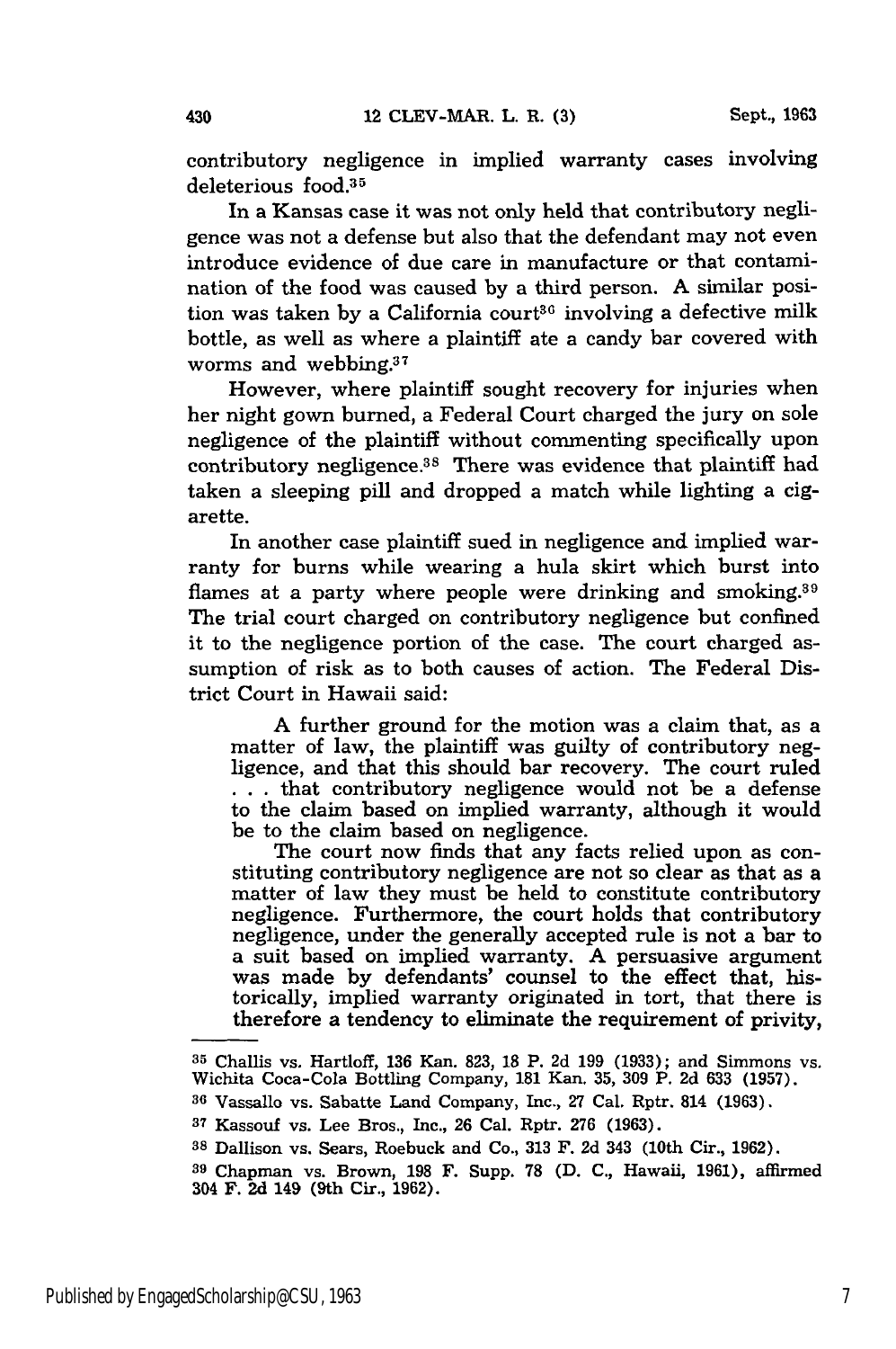contributory negligence in implied warranty cases involving deleterious food.[35]

In a Kansas case it was not only held that contributory negligence was not a defense but also that the defendant may not even introduce evidence of due care in manufacture or that contamination of the food was caused by a third person. A similar position was taken by a California court[36] involving a defective milk bottle, as well as where a plaintiff ate a candy bar covered with worms and webbing.[37]

However, where plaintiff sought recovery for injuries when her night gown burned, a Federal Court charged the jury on sole negligence of the plaintiff without commenting specifically upon contributory negligence.[38] There was evidence that plaintiff had taken a sleeping pill and dropped a match while lighting a cigarette.

In another case plaintiff sued in negligence and implied warranty for burns while wearing a hula skirt which burst into flames at a party where people were drinking and smoking.[39] The trial court charged on contributory negligence but confined it to the negligence portion of the case. The court charged assumption of risk as to both causes of action. The Federal District Court in Hawaii said:

> A further ground for the motion was a claim that, as a matter of law, the plaintiff was guilty of contributory negligence, and that this should bar recovery. The court ruled . . . that contributory negligence would not be a defense to the claim based on implied warranty, although it would be to the claim based on negligence.
>
> The court now finds that any facts relied upon as constituting contributory negligence are not so clear as that as a matter of law they must be held to constitute contributory negligence. Furthermore, the court holds that contributory negligence, under the generally accepted rule is not a bar to a suit based on implied warranty. A persuasive argument was made by defendants' counsel to the effect that, historically, implied warranty originated in tort, that there is therefore a tendency to eliminate the requirement of privity,

---

[35] Challis vs. Hartloff, 136 Kan. 823, 18 P. 2d 199 (1933); and Simmons vs. Wichita Coca-Cola Bottling Company, 181 Kan. 35, 309 P. 2d 633 (1957).

[36] Vassallo vs. Sabatte Land Company, Inc., 27 Cal. Rptr. 814 (1963).

[37] Kassouf vs. Lee Bros., Inc., 26 Cal. Rptr. 276 (1963).

[38] Dallison vs. Sears, Roebuck and Co., 313 F. 2d 343 (10th Cir., 1962).

[39] Chapman vs. Brown, 198 F. Supp. 78 (D. C., Hawaii, 1961), affirmed 304 F. 2d 149 (9th Cir., 1962).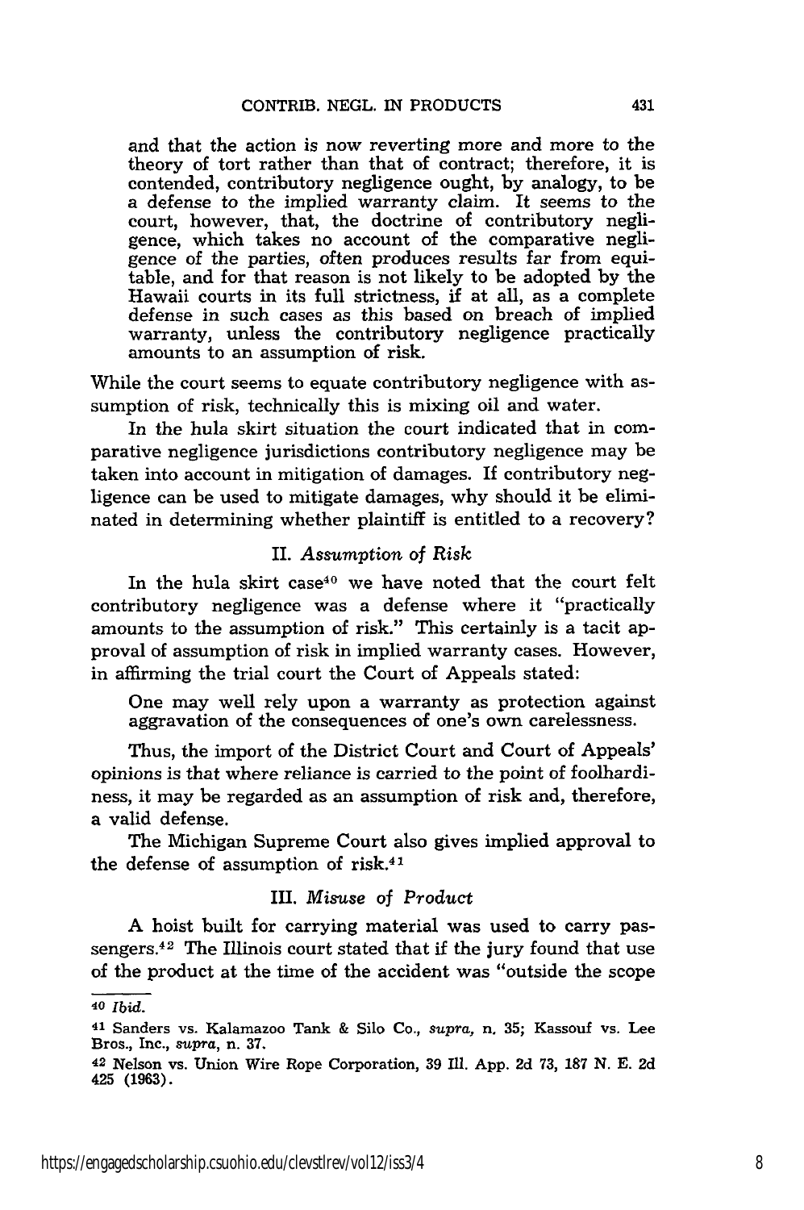and that the action is now reverting more and more to the theory of tort rather than that of contract; therefore, it is contended, contributory negligence ought, by analogy, to be a defense to the implied warranty claim. It seems to the court, however, that, the doctrine of contributory negligence, which takes no account of the comparative negligence of the parties, often produces results far from equitable, and for that reason is not likely to be adopted by the Hawaii courts in its full strictness, if at all, as a complete defense in such cases as this based on breach of implied warranty, unless the contributory negligence practically amounts to an assumption of risk.

While the court seems to equate contributory negligence with assumption of risk, technically this is mixing oil and water.

In the hula skirt situation the court indicated that in comparative negligence jurisdictions contributory negligence may be taken into account in mitigation of damages. If contributory negligence can be used to mitigate damages, why should it be eliminated in determining whether plaintiff is entitled to a recovery?

### II. *Assumption of Risk*

In the hula skirt case[40] we have noted that the court felt contributory negligence was a defense where it "practically amounts to the assumption of risk." This certainly is a tacit approval of assumption of risk in implied warranty cases. However, in affirming the trial court the Court of Appeals stated:

> One may well rely upon a warranty as protection against aggravation of the consequences of one's own carelessness.

Thus, the import of the District Court and Court of Appeals' opinions is that where reliance is carried to the point of foolhardiness, it may be regarded as an assumption of risk and, therefore, a valid defense.

The Michigan Supreme Court also gives implied approval to the defense of assumption of risk.[41]

### III. *Misuse of Product*

A hoist built for carrying material was used to carry passengers.[42] The Illinois court stated that if the jury found that use of the product at the time of the accident was "outside the scope

---

[40] *Ibid.*

[41] Sanders vs. Kalamazoo Tank & Silo Co., *supra,* n. 35; Kassouf vs. Lee Bros., Inc., *supra,* n. 37.

[42] Nelson vs. Union Wire Rope Corporation, 39 Ill. App. 2d 73, 187 N. E. 2d 425 (1963).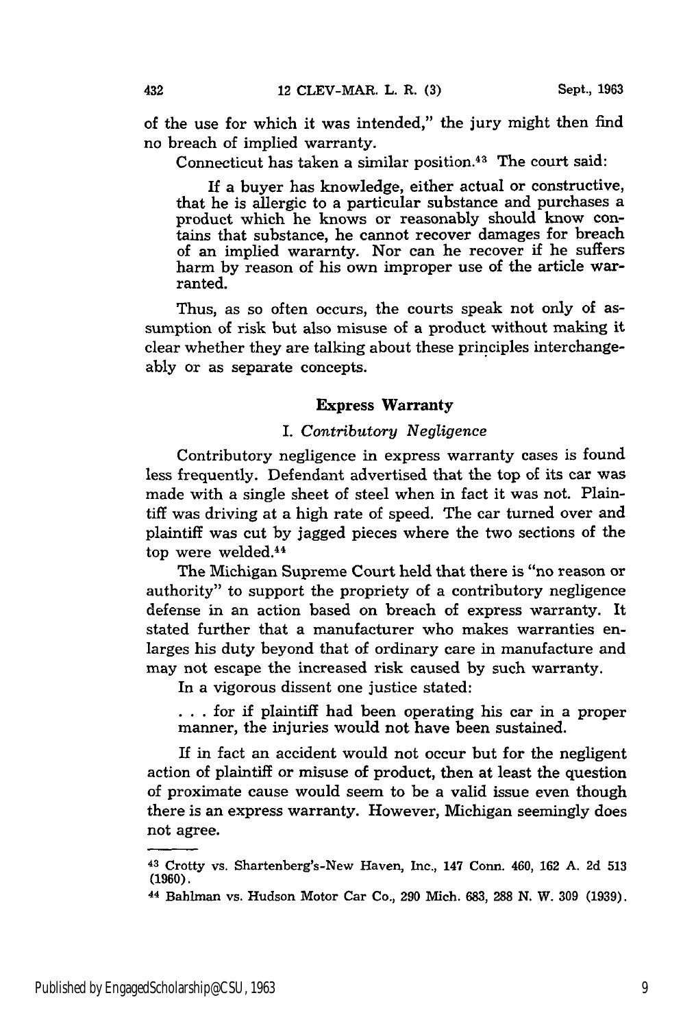of the use for which it was intended," the jury might then find no breach of implied warranty.

Connecticut has taken a similar position.[43] The court said:

> If a buyer has knowledge, either actual or constructive, that he is allergic to a particular substance and purchases a product which he knows or reasonably should know contains that substance, he cannot recover damages for breach of an implied wararnty. Nor can he recover if he suffers harm by reason of his own improper use of the article warranted.

Thus, as so often occurs, the courts speak not only of assumption of risk but also misuse of a product without making it clear whether they are talking about these principles interchangeably or as separate concepts.

## Express Warranty

### I. *Contributory Negligence*

Contributory negligence in express warranty cases is found less frequently. Defendant advertised that the top of its car was made with a single sheet of steel when in fact it was not. Plaintiff was driving at a high rate of speed. The car turned over and plaintiff was cut by jagged pieces where the two sections of the top were welded.[44]

The Michigan Supreme Court held that there is "no reason or authority" to support the propriety of a contributory negligence defense in an action based on breach of express warranty. It stated further that a manufacturer who makes warranties enlarges his duty beyond that of ordinary care in manufacture and may not escape the increased risk caused by such warranty.

In a vigorous dissent one justice stated:

> . . . for if plaintiff had been operating his car in a proper manner, the injuries would not have been sustained.

If in fact an accident would not occur but for the negligent action of plaintiff or misuse of product, then at least the question of proximate cause would seem to be a valid issue even though there is an express warranty. However, Michigan seemingly does not agree.

---

[43] Crotty vs. Shartenberg's-New Haven, Inc., 147 Conn. 460, 162 A. 2d 513 (1960).

[44] Bahlman vs. Hudson Motor Car Co., 290 Mich. 683, 288 N. W. 309 (1939).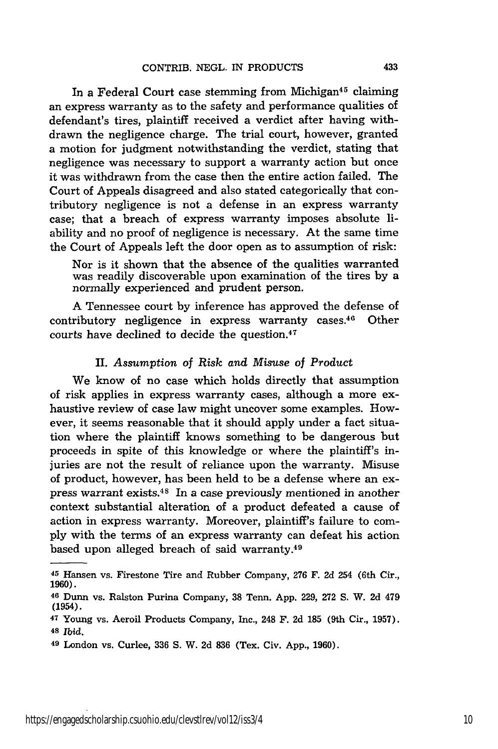In a Federal Court case stemming from Michigan[45] claiming an express warranty as to the safety and performance qualities of defendant's tires, plaintiff received a verdict after having withdrawn the negligence charge. The trial court, however, granted a motion for judgment notwithstanding the verdict, stating that negligence was necessary to support a warranty action but once it was withdrawn from the case then the entire action failed. The Court of Appeals disagreed and also stated categorically that contributory negligence is not a defense in an express warranty case; that a breach of express warranty imposes absolute liability and no proof of negligence is necessary. At the same time the Court of Appeals left the door open as to assumption of risk:

> Nor is it shown that the absence of the qualities warranted was readily discoverable upon examination of the tires by a normally experienced and prudent person.

A Tennessee court by inference has approved the defense of contributory negligence in express warranty cases.[46] Other courts have declined to decide the question.[47]

### II. *Assumption of Risk and Misuse of Product*

We know of no case which holds directly that assumption of risk applies in express warranty cases, although a more exhaustive review of case law might uncover some examples. However, it seems reasonable that it should apply under a fact situation where the plaintiff knows something to be dangerous but proceeds in spite of this knowledge or where the plaintiff's injuries are not the result of reliance upon the warranty. Misuse of product, however, has been held to be a defense where an express warrant exists.[48] In a case previously mentioned in another context substantial alteration of a product defeated a cause of action in express warranty. Moreover, plaintiff's failure to comply with the terms of an express warranty can defeat his action based upon alleged breach of said warranty.[49]

---

[45] Hansen vs. Firestone Tire and Rubber Company, 276 F. 2d 254 (6th Cir., 1960).

[46] Dunn vs. Ralston Purina Company, 38 Tenn. App. 229, 272 S. W. 2d 479 (1954).

[47] Young vs. Aeroil Products Company, Inc., 248 F. 2d 185 (9th Cir., 1957).

[48] *Ibid.*

[49] London vs. Curlee, 336 S. W. 2d 836 (Tex. Civ. App., 1960).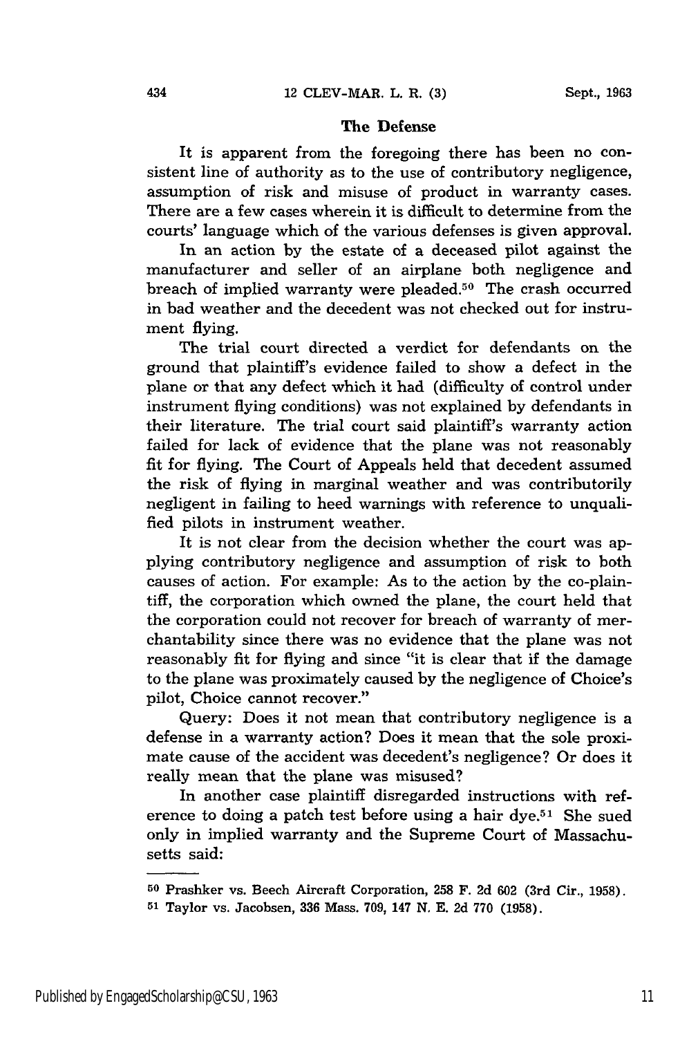### The Defense

It is apparent from the foregoing there has been no consistent line of authority as to the use of contributory negligence, assumption of risk and misuse of product in warranty cases. There are a few cases wherein it is difficult to determine from the courts' language which of the various defenses is given approval.

In an action by the estate of a deceased pilot against the manufacturer and seller of an airplane both negligence and breach of implied warranty were pleaded.[50] The crash occurred in bad weather and the decedent was not checked out for instrument flying.

The trial court directed a verdict for defendants on the ground that plaintiff's evidence failed to show a defect in the plane or that any defect which it had (difficulty of control under instrument flying conditions) was not explained by defendants in their literature. The trial court said plaintiff's warranty action failed for lack of evidence that the plane was not reasonably fit for flying. The Court of Appeals held that decedent assumed the risk of flying in marginal weather and was contributorily negligent in failing to heed warnings with reference to unqualified pilots in instrument weather.

It is not clear from the decision whether the court was applying contributory negligence and assumption of risk to both causes of action. For example: As to the action by the co-plaintiff, the corporation which owned the plane, the court held that the corporation could not recover for breach of warranty of merchantability since there was no evidence that the plane was not reasonably fit for flying and since "it is clear that if the damage to the plane was proximately caused by the negligence of Choice's pilot, Choice cannot recover."

Query: Does it not mean that contributory negligence is a defense in a warranty action? Does it mean that the sole proximate cause of the accident was decedent's negligence? Or does it really mean that the plane was misused?

In another case plaintiff disregarded instructions with reference to doing a patch test before using a hair dye.[51] She sued only in implied warranty and the Supreme Court of Massachusetts said:

---

[50] Prashker vs. Beech Aircraft Corporation, 258 F. 2d 602 (3rd Cir., 1958).

[51] Taylor vs. Jacobsen, 336 Mass. 709, 147 N. E. 2d 770 (1958).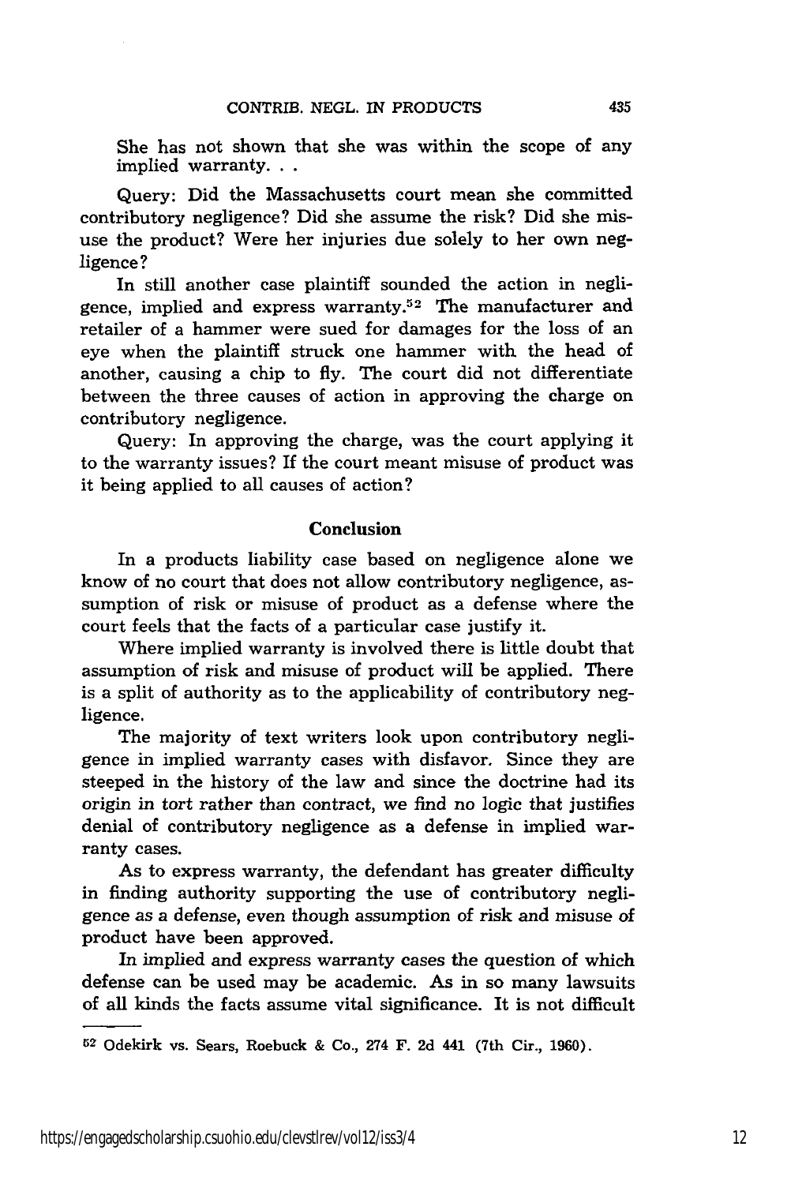She has not shown that she was within the scope of any implied warranty. . .

Query: Did the Massachusetts court mean she committed contributory negligence? Did she assume the risk? Did she misuse the product? Were her injuries due solely to her own negligence?

In still another case plaintiff sounded the action in negligence, implied and express warranty.[52] The manufacturer and retailer of a hammer were sued for damages for the loss of an eye when the plaintiff struck one hammer with the head of another, causing a chip to fly. The court did not differentiate between the three causes of action in approving the charge on contributory negligence.

Query: In approving the charge, was the court applying it to the warranty issues? If the court meant misuse of product was it being applied to all causes of action?

## Conclusion

In a products liability case based on negligence alone we know of no court that does not allow contributory negligence, assumption of risk or misuse of product as a defense where the court feels that the facts of a particular case justify it.

Where implied warranty is involved there is little doubt that assumption of risk and misuse of product will be applied. There is a split of authority as to the applicability of contributory negligence.

The majority of text writers look upon contributory negligence in implied warranty cases with disfavor. Since they are steeped in the history of the law and since the doctrine had its origin in tort rather than contract, we find no logic that justifies denial of contributory negligence as a defense in implied warranty cases.

As to express warranty, the defendant has greater difficulty in finding authority supporting the use of contributory negligence as a defense, even though assumption of risk and misuse of product have been approved.

In implied and express warranty cases the question of which defense can be used may be academic. As in so many lawsuits of all kinds the facts assume vital significance. It is not difficult

---

[52] Odekirk vs. Sears, Roebuck & Co., 274 F. 2d 441 (7th Cir., 1960).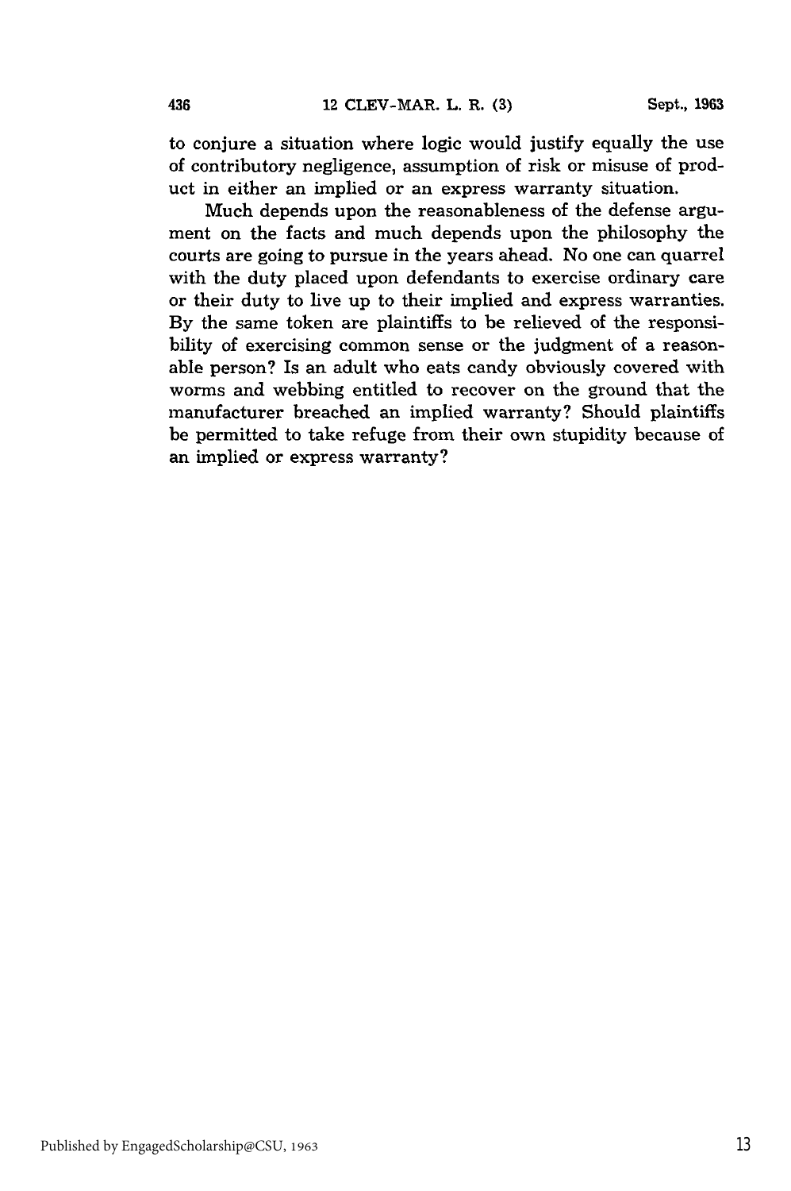to conjure a situation where logic would justify equally the use of contributory negligence, assumption of risk or misuse of product in either an implied or an express warranty situation.

Much depends upon the reasonableness of the defense argument on the facts and much depends upon the philosophy the courts are going to pursue in the years ahead. No one can quarrel with the duty placed upon defendants to exercise ordinary care or their duty to live up to their implied and express warranties. By the same token are plaintiffs to be relieved of the responsibility of exercising common sense or the judgment of a reasonable person? Is an adult who eats candy obviously covered with worms and webbing entitled to recover on the ground that the manufacturer breached an implied warranty? Should plaintiffs be permitted to take refuge from their own stupidity because of an implied or express warranty?